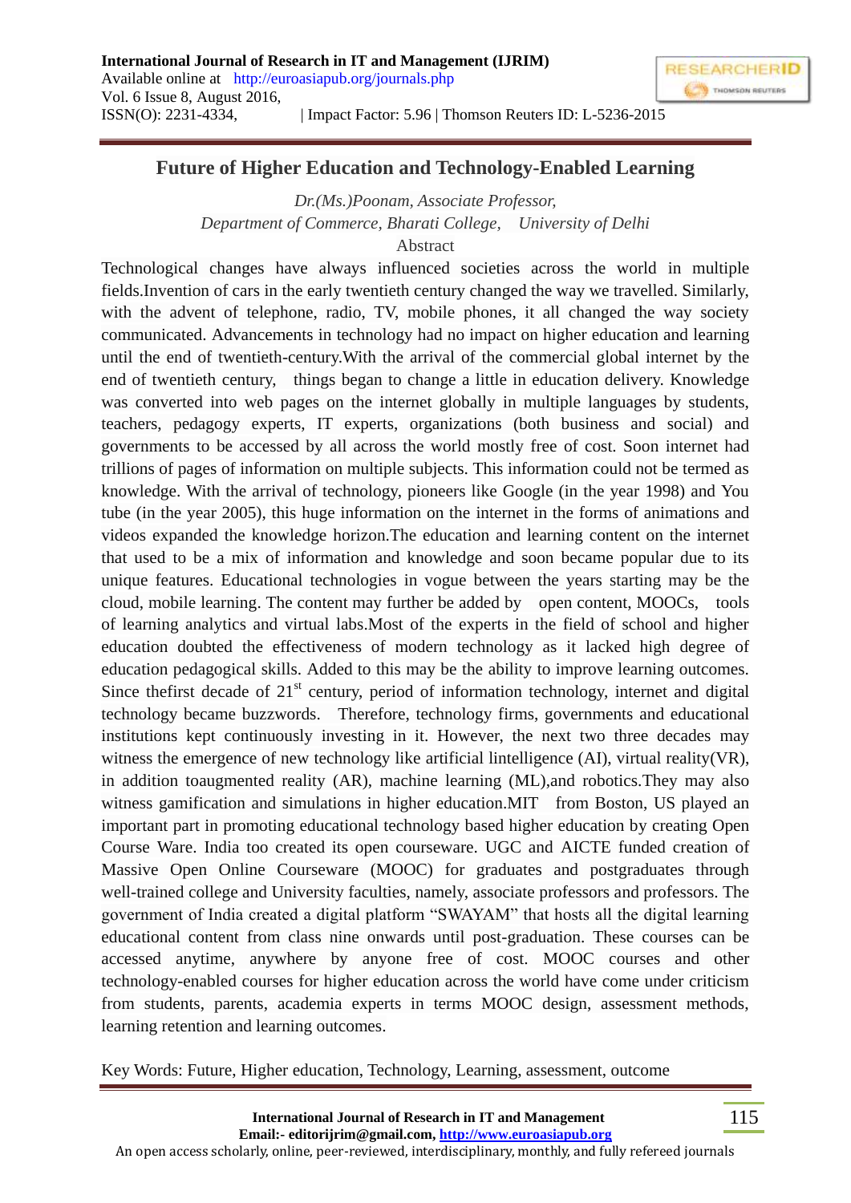# Future of Higher Education and Technology-Enabled Learning

*Dr.(Ms.)Poonam, Associate Professor,*
*Department of Commerce, Bharati College, University of Delhi*

## Abstract

Technological changes have always influenced societies across the world in multiple fields.Invention of cars in the early twentieth century changed the way we travelled. Similarly, with the advent of telephone, radio, TV, mobile phones, it all changed the way society communicated. Advancements in technology had no impact on higher education and learning until the end of twentieth-century.With the arrival of the commercial global internet by the end of twentieth century, things began to change a little in education delivery. Knowledge was converted into web pages on the internet globally in multiple languages by students, teachers, pedagogy experts, IT experts, organizations (both business and social) and governments to be accessed by all across the world mostly free of cost. Soon internet had trillions of pages of information on multiple subjects. This information could not be termed as knowledge. With the arrival of technology, pioneers like Google (in the year 1998) and You tube (in the year 2005), this huge information on the internet in the forms of animations and videos expanded the knowledge horizon.The education and learning content on the internet that used to be a mix of information and knowledge and soon became popular due to its unique features. Educational technologies in vogue between the years starting may be the cloud, mobile learning. The content may further be added by open content, MOOCs, tools of learning analytics and virtual labs.Most of the experts in the field of school and higher education doubted the effectiveness of modern technology as it lacked high degree of education pedagogical skills. Added to this may be the ability to improve learning outcomes. Since thefirst decade of 21st century, period of information technology, internet and digital technology became buzzwords. Therefore, technology firms, governments and educational institutions kept continuously investing in it. However, the next two three decades may witness the emergence of new technology like artificial lintelligence (AI), virtual reality(VR), in addition toaugmented reality (AR), machine learning (ML),and robotics.They may also witness gamification and simulations in higher education.MIT from Boston, US played an important part in promoting educational technology based higher education by creating Open Course Ware. India too created its open courseware. UGC and AICTE funded creation of Massive Open Online Courseware (MOOC) for graduates and postgraduates through well-trained college and University faculties, namely, associate professors and professors. The government of India created a digital platform "SWAYAM" that hosts all the digital learning educational content from class nine onwards until post-graduation. These courses can be accessed anytime, anywhere by anyone free of cost. MOOC courses and other technology-enabled courses for higher education across the world have come under criticism from students, parents, academia experts in terms MOOC design, assessment methods, learning retention and learning outcomes.

Key Words: Future, Higher education, Technology, Learning, assessment, outcome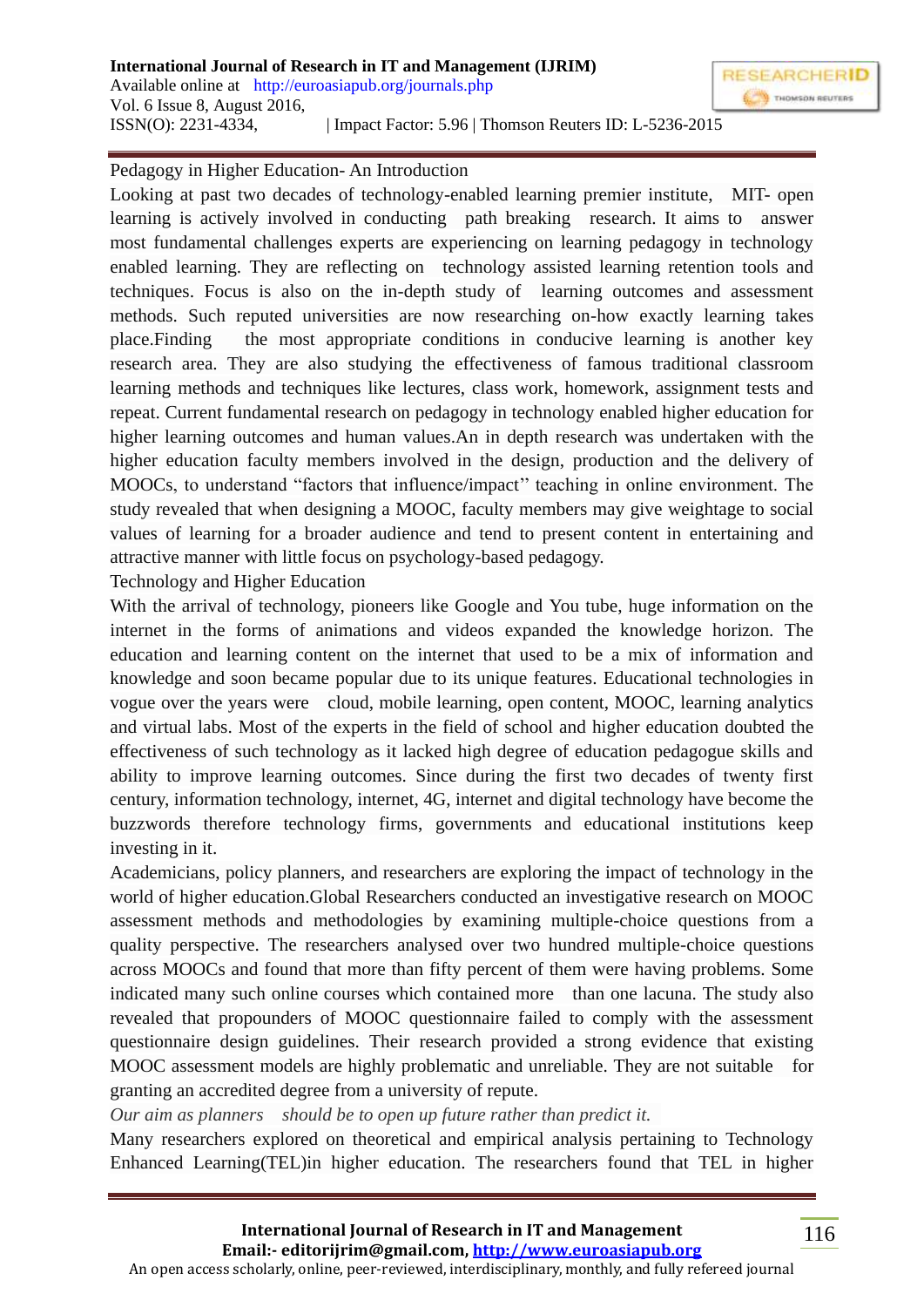Pedagogy in Higher Education- An Introduction

Looking at past two decades of technology-enabled learning premier institute, MIT- open learning is actively involved in conducting path breaking research. It aims to answer most fundamental challenges experts are experiencing on learning pedagogy in technology enabled learning. They are reflecting on technology assisted learning retention tools and techniques. Focus is also on the in-depth study of learning outcomes and assessment methods. Such reputed universities are now researching on-how exactly learning takes place.Finding the most appropriate conditions in conducive learning is another key research area. They are also studying the effectiveness of famous traditional classroom learning methods and techniques like lectures, class work, homework, assignment tests and repeat. Current fundamental research on pedagogy in technology enabled higher education for higher learning outcomes and human values.An in depth research was undertaken with the higher education faculty members involved in the design, production and the delivery of MOOCs, to understand "factors that influence/impact" teaching in online environment. The study revealed that when designing a MOOC, faculty members may give weightage to social values of learning for a broader audience and tend to present content in entertaining and attractive manner with little focus on psychology-based pedagogy.

Technology and Higher Education

With the arrival of technology, pioneers like Google and You tube, huge information on the internet in the forms of animations and videos expanded the knowledge horizon. The education and learning content on the internet that used to be a mix of information and knowledge and soon became popular due to its unique features. Educational technologies in vogue over the years were cloud, mobile learning, open content, MOOC, learning analytics and virtual labs. Most of the experts in the field of school and higher education doubted the effectiveness of such technology as it lacked high degree of education pedagogue skills and ability to improve learning outcomes. Since during the first two decades of twenty first century, information technology, internet, 4G, internet and digital technology have become the buzzwords therefore technology firms, governments and educational institutions keep investing in it.

Academicians, policy planners, and researchers are exploring the impact of technology in the world of higher education.Global Researchers conducted an investigative research on MOOC assessment methods and methodologies by examining multiple-choice questions from a quality perspective. The researchers analysed over two hundred multiple-choice questions across MOOCs and found that more than fifty percent of them were having problems. Some indicated many such online courses which contained more than one lacuna. The study also revealed that propounders of MOOC questionnaire failed to comply with the assessment questionnaire design guidelines. Their research provided a strong evidence that existing MOOC assessment models are highly problematic and unreliable. They are not suitable for granting an accredited degree from a university of repute.

*Our aim as planners should be to open up future rather than predict it.*

Many researchers explored on theoretical and empirical analysis pertaining to Technology Enhanced Learning(TEL)in higher education. The researchers found that TEL in higher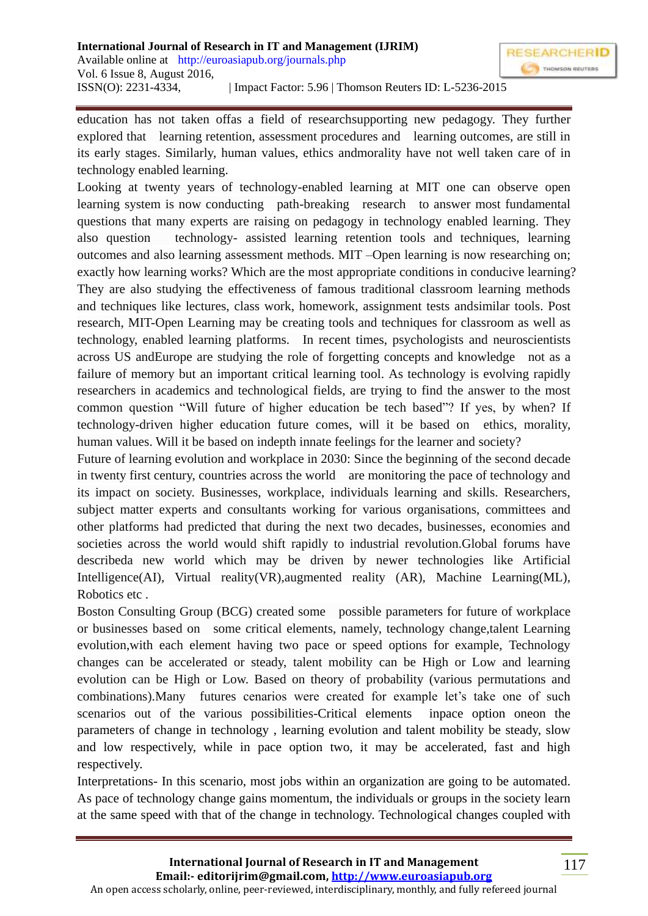education has not taken offas a field of researchsupporting new pedagogy. They further explored that learning retention, assessment procedures and learning outcomes, are still in its early stages. Similarly, human values, ethics andmorality have not well taken care of in technology enabled learning.

Looking at twenty years of technology-enabled learning at MIT one can observe open learning system is now conducting path-breaking research to answer most fundamental questions that many experts are raising on pedagogy in technology enabled learning. They also question technology- assisted learning retention tools and techniques, learning outcomes and also learning assessment methods. MIT –Open learning is now researching on; exactly how learning works? Which are the most appropriate conditions in conducive learning? They are also studying the effectiveness of famous traditional classroom learning methods and techniques like lectures, class work, homework, assignment tests andsimilar tools. Post research, MIT-Open Learning may be creating tools and techniques for classroom as well as technology, enabled learning platforms. In recent times, psychologists and neuroscientists across US andEurope are studying the role of forgetting concepts and knowledge not as a failure of memory but an important critical learning tool. As technology is evolving rapidly researchers in academics and technological fields, are trying to find the answer to the most common question "Will future of higher education be tech based"? If yes, by when? If technology-driven higher education future comes, will it be based on ethics, morality, human values. Will it be based on indepth innate feelings for the learner and society?

Future of learning evolution and workplace in 2030: Since the beginning of the second decade in twenty first century, countries across the world are monitoring the pace of technology and its impact on society. Businesses, workplace, individuals learning and skills. Researchers, subject matter experts and consultants working for various organisations, committees and other platforms had predicted that during the next two decades, businesses, economies and societies across the world would shift rapidly to industrial revolution.Global forums have describeda new world which may be driven by newer technologies like Artificial Intelligence(AI), Virtual reality(VR),augmented reality (AR), Machine Learning(ML), Robotics etc .

Boston Consulting Group (BCG) created some possible parameters for future of workplace or businesses based on some critical elements, namely, technology change,talent Learning evolution,with each element having two pace or speed options for example, Technology changes can be accelerated or steady, talent mobility can be High or Low and learning evolution can be High or Low. Based on theory of probability (various permutations and combinations).Many futures cenarios were created for example let's take one of such scenarios out of the various possibilities-Critical elements inpace option oneon the parameters of change in technology , learning evolution and talent mobility be steady, slow and low respectively, while in pace option two, it may be accelerated, fast and high respectively.

Interpretations- In this scenario, most jobs within an organization are going to be automated. As pace of technology change gains momentum, the individuals or groups in the society learn at the same speed with that of the change in technology. Technological changes coupled with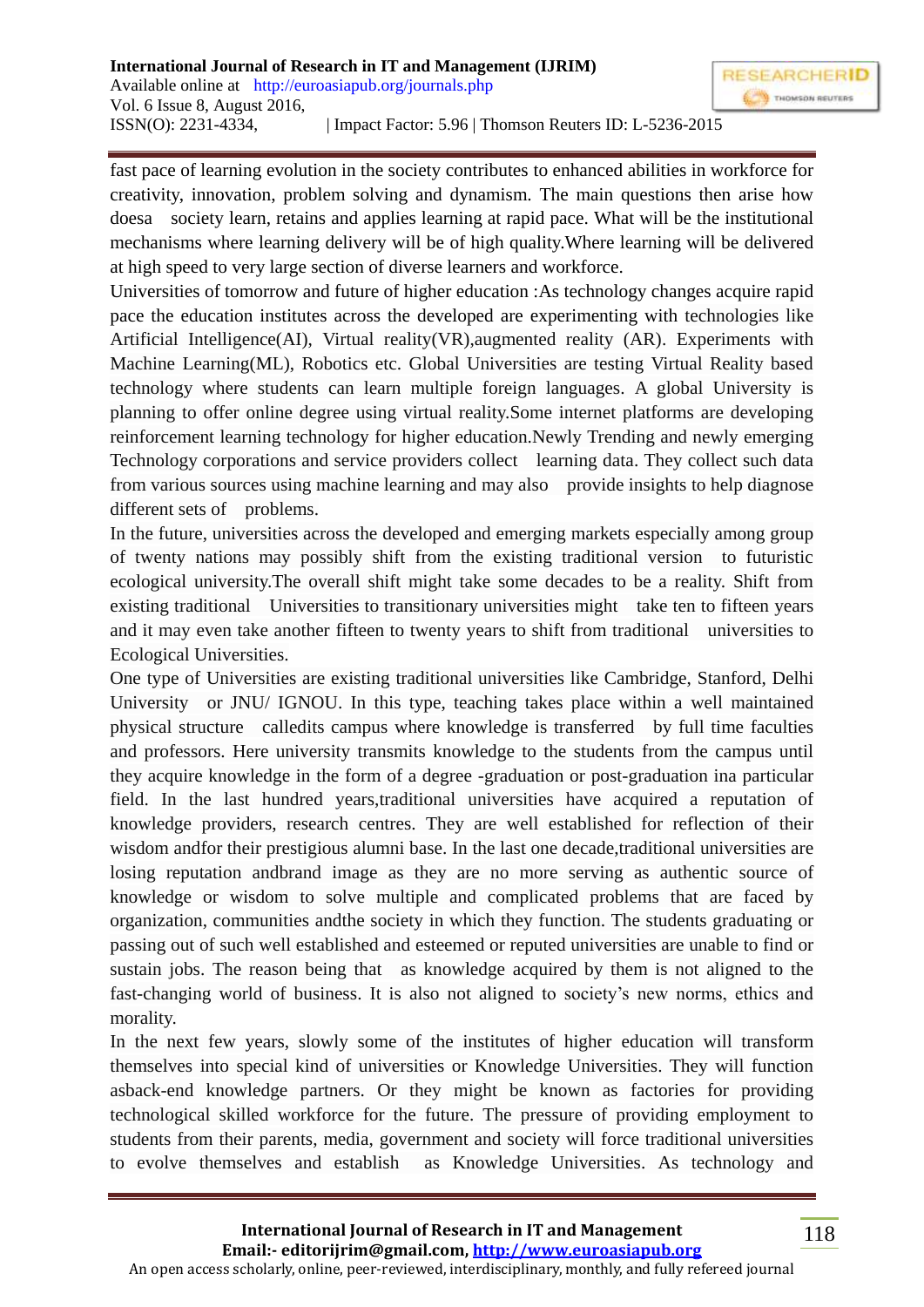fast pace of learning evolution in the society contributes to enhanced abilities in workforce for creativity, innovation, problem solving and dynamism. The main questions then arise how doesa society learn, retains and applies learning at rapid pace. What will be the institutional mechanisms where learning delivery will be of high quality.Where learning will be delivered at high speed to very large section of diverse learners and workforce.

Universities of tomorrow and future of higher education :As technology changes acquire rapid pace the education institutes across the developed are experimenting with technologies like Artificial Intelligence(AI), Virtual reality(VR),augmented reality (AR). Experiments with Machine Learning(ML), Robotics etc. Global Universities are testing Virtual Reality based technology where students can learn multiple foreign languages. A global University is planning to offer online degree using virtual reality.Some internet platforms are developing reinforcement learning technology for higher education.Newly Trending and newly emerging Technology corporations and service providers collect learning data. They collect such data from various sources using machine learning and may also provide insights to help diagnose different sets of problems.

In the future, universities across the developed and emerging markets especially among group of twenty nations may possibly shift from the existing traditional version to futuristic ecological university.The overall shift might take some decades to be a reality. Shift from existing traditional Universities to transitionary universities might take ten to fifteen years and it may even take another fifteen to twenty years to shift from traditional universities to Ecological Universities.

One type of Universities are existing traditional universities like Cambridge, Stanford, Delhi University or JNU/ IGNOU. In this type, teaching takes place within a well maintained physical structure calledits campus where knowledge is transferred by full time faculties and professors. Here university transmits knowledge to the students from the campus until they acquire knowledge in the form of a degree -graduation or post-graduation ina particular field. In the last hundred years,traditional universities have acquired a reputation of knowledge providers, research centres. They are well established for reflection of their wisdom andfor their prestigious alumni base. In the last one decade,traditional universities are losing reputation andbrand image as they are no more serving as authentic source of knowledge or wisdom to solve multiple and complicated problems that are faced by organization, communities andthe society in which they function. The students graduating or passing out of such well established and esteemed or reputed universities are unable to find or sustain jobs. The reason being that as knowledge acquired by them is not aligned to the fast-changing world of business. It is also not aligned to society's new norms, ethics and morality.

In the next few years, slowly some of the institutes of higher education will transform themselves into special kind of universities or Knowledge Universities. They will function asback-end knowledge partners. Or they might be known as factories for providing technological skilled workforce for the future. The pressure of providing employment to students from their parents, media, government and society will force traditional universities to evolve themselves and establish as Knowledge Universities. As technology and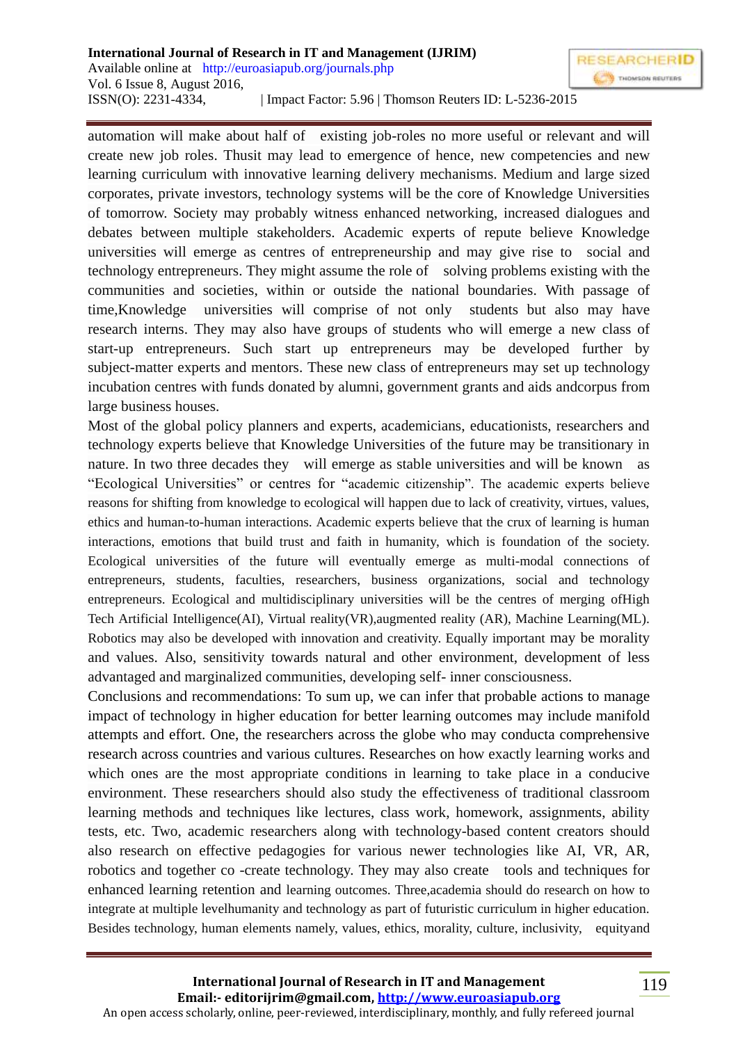automation will make about half of existing job-roles no more useful or relevant and will create new job roles. Thusit may lead to emergence of hence, new competencies and new learning curriculum with innovative learning delivery mechanisms. Medium and large sized corporates, private investors, technology systems will be the core of Knowledge Universities of tomorrow. Society may probably witness enhanced networking, increased dialogues and debates between multiple stakeholders. Academic experts of repute believe Knowledge universities will emerge as centres of entrepreneurship and may give rise to social and technology entrepreneurs. They might assume the role of solving problems existing with the communities and societies, within or outside the national boundaries. With passage of time,Knowledge universities will comprise of not only students but also may have research interns. They may also have groups of students who will emerge a new class of start-up entrepreneurs. Such start up entrepreneurs may be developed further by subject-matter experts and mentors. These new class of entrepreneurs may set up technology incubation centres with funds donated by alumni, government grants and aids andcorpus from large business houses.

Most of the global policy planners and experts, academicians, educationists, researchers and technology experts believe that Knowledge Universities of the future may be transitionary in nature. In two three decades they will emerge as stable universities and will be known as "Ecological Universities" or centres for "academic citizenship". The academic experts believe reasons for shifting from knowledge to ecological will happen due to lack of creativity, virtues, values, ethics and human-to-human interactions. Academic experts believe that the crux of learning is human interactions, emotions that build trust and faith in humanity, which is foundation of the society. Ecological universities of the future will eventually emerge as multi-modal connections of entrepreneurs, students, faculties, researchers, business organizations, social and technology entrepreneurs. Ecological and multidisciplinary universities will be the centres of merging ofHigh Tech Artificial Intelligence(AI), Virtual reality(VR),augmented reality (AR), Machine Learning(ML). Robotics may also be developed with innovation and creativity. Equally important may be morality and values. Also, sensitivity towards natural and other environment, development of less advantaged and marginalized communities, developing self- inner consciousness.

Conclusions and recommendations: To sum up, we can infer that probable actions to manage impact of technology in higher education for better learning outcomes may include manifold attempts and effort. One, the researchers across the globe who may conducta comprehensive research across countries and various cultures. Researches on how exactly learning works and which ones are the most appropriate conditions in learning to take place in a conducive environment. These researchers should also study the effectiveness of traditional classroom learning methods and techniques like lectures, class work, homework, assignments, ability tests, etc. Two, academic researchers along with technology-based content creators should also research on effective pedagogies for various newer technologies like AI, VR, AR, robotics and together co -create technology. They may also create tools and techniques for enhanced learning retention and learning outcomes. Three,academia should do research on how to integrate at multiple levelhumanity and technology as part of futuristic curriculum in higher education. Besides technology, human elements namely, values, ethics, morality, culture, inclusivity, equityand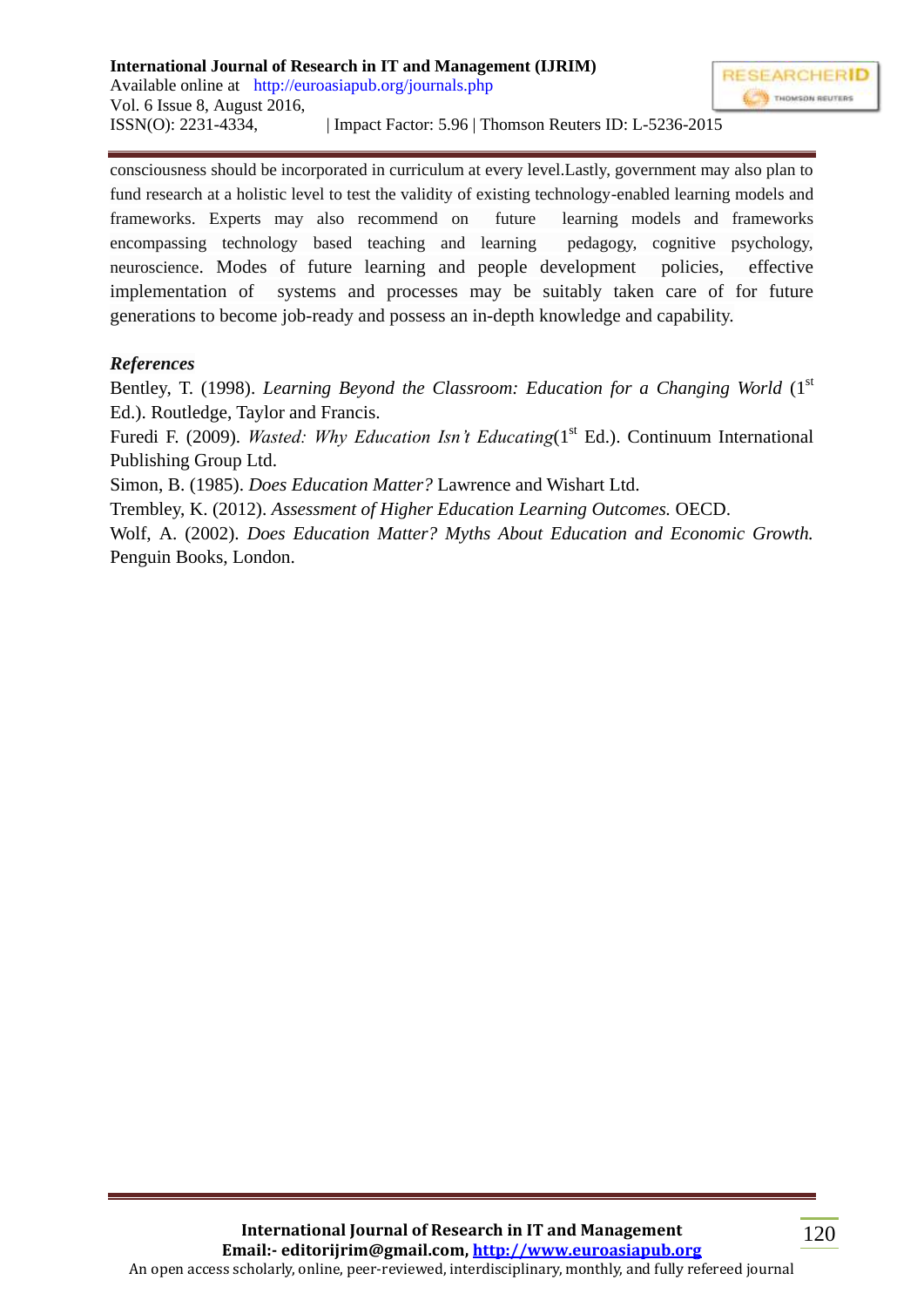consciousness should be incorporated in curriculum at every level.Lastly, government may also plan to fund research at a holistic level to test the validity of existing technology-enabled learning models and frameworks. Experts may also recommend on future learning models and frameworks encompassing technology based teaching and learning pedagogy, cognitive psychology, neuroscience. Modes of future learning and people development policies, effective implementation of systems and processes may be suitably taken care of for future generations to become job-ready and possess an in-depth knowledge and capability.

***References***

Bentley, T. (1998). *Learning Beyond the Classroom: Education for a Changing World* (1st Ed.). Routledge, Taylor and Francis.

Furedi F. (2009). *Wasted: Why Education Isn't Educating*(1st Ed.). Continuum International Publishing Group Ltd.

Simon, B. (1985). *Does Education Matter?* Lawrence and Wishart Ltd.

Trembley, K. (2012). *Assessment of Higher Education Learning Outcomes.* OECD.

Wolf, A. (2002). *Does Education Matter? Myths About Education and Economic Growth.* Penguin Books, London.